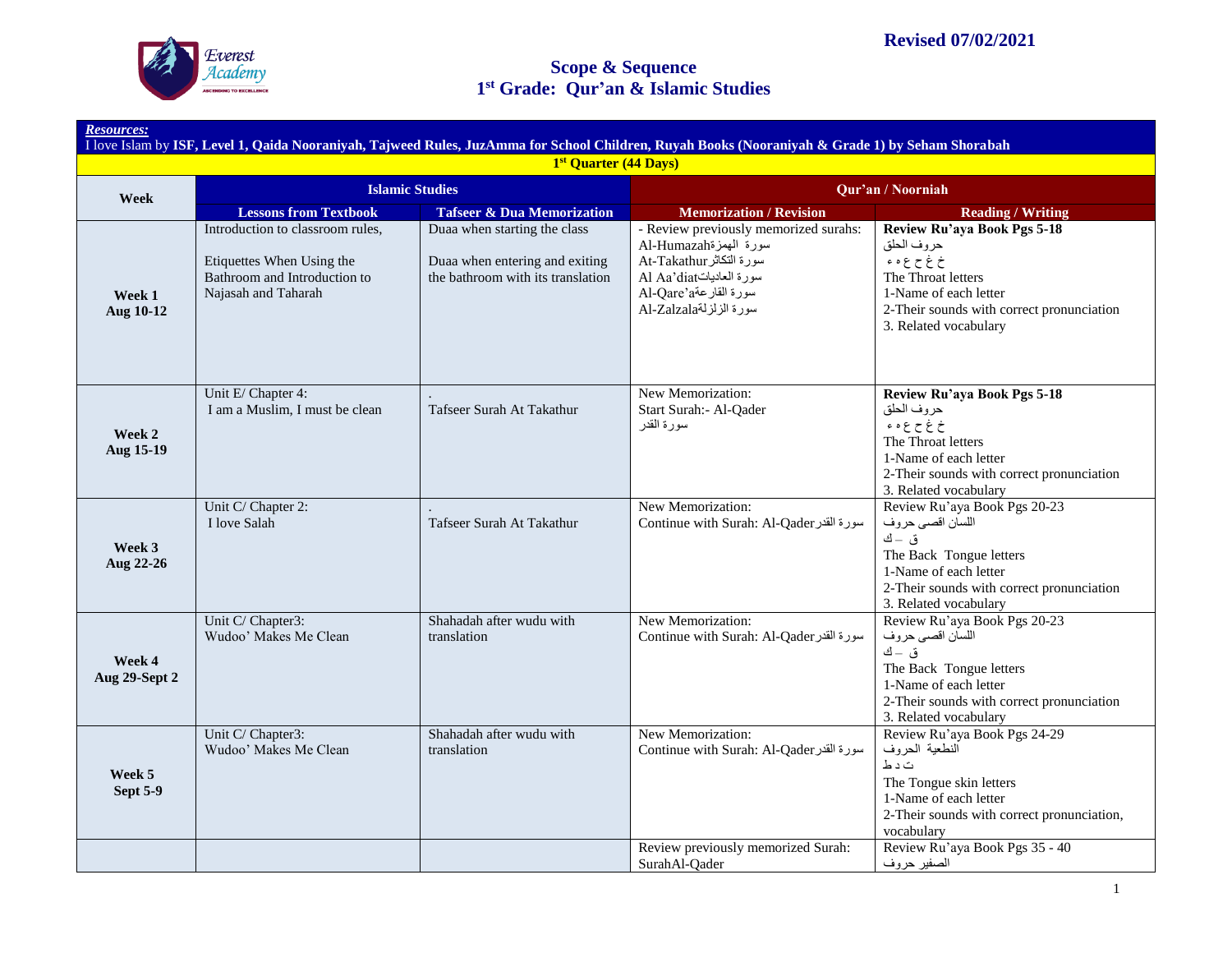**Revised 07/02/2021**

# Scope & Sequence
## 1st Grade: Qur'an & Islamic Studies

***Resources:***
I love Islam by **ISF, Level 1, Qaida Nooraniyah, Tajweed Rules, JuzAmma for School Children, Ruyah Books (Nooraniyah & Grade 1) by Seham Shorabah**

**1st Quarter (44 Days)**

| Week | Islamic Studies | | Qur'an / Noorniah | |
|---|---|---|---|---|
| | **Lessons from Textbook** | **Tafseer & Dua Memorization** | **Memorization / Revision** | **Reading / Writing** |
| **Week 1 Aug 10-12** | Introduction to classroom rules,<br><br>Etiquettes When Using the Bathroom and Introduction to Najasah and Taharah | Duaa when starting the class<br><br>Duaa when entering and exiting the bathroom with its translation | - Review previously memorized surahs:<br>Al-Humazahسورة الهمزة<br>At-Takathurسورة التكاثر<br>Al Aa'diatسورة العاديات<br>Al-Qare'aسورة القارعة<br>Al-Zalzalaسورة الزلزلة | **Review Ru'aya Book Pgs 5-18**<br>حروف الحلق<br>خ غ ح ع ه ء<br>The Throat letters<br>1-Name of each letter<br>2-Their sounds with correct pronunciation<br>3. Related vocabulary |
| **Week 2 Aug 15-19** | Unit E/ Chapter 4:<br>I am a Muslim, I must be clean | .<br>Tafseer Surah At Takathur | New Memorization:<br>Start Surah:- Al-Qader<br>سورة القدر | **Review Ru'aya Book Pgs 5-18**<br>حروف الحلق<br>خ غ ح ع ه ء<br>The Throat letters<br>1-Name of each letter<br>2-Their sounds with correct pronunciation<br>3. Related vocabulary |
| **Week 3 Aug 22-26** | Unit C/ Chapter 2:<br>I love Salah | .<br>Tafseer Surah At Takathur | New Memorization:<br>Continue with Surah: Al-Qaderسورة القدر | Review Ru'aya Book Pgs 20-23<br>اللسان اقصى حروف<br>ق – ك<br>The Back Tongue letters<br>1-Name of each letter<br>2-Their sounds with correct pronunciation<br>3. Related vocabulary |
| **Week 4 Aug 29-Sept 2** | Unit C/ Chapter3:<br>Wudoo' Makes Me Clean | Shahadah after wudu with translation | New Memorization:<br>Continue with Surah: Al-Qaderسورة القدر | Review Ru'aya Book Pgs 20-23<br>اللسان اقصى حروف<br>ق – ك<br>The Back Tongue letters<br>1-Name of each letter<br>2-Their sounds with correct pronunciation<br>3. Related vocabulary |
| **Week 5 Sept 5-9** | Unit C/ Chapter3:<br>Wudoo' Makes Me Clean | Shahadah after wudu with translation | New Memorization:<br>Continue with Surah: Al-Qaderسورة القدر | Review Ru'aya Book Pgs 24-29<br>النطعية الحروف<br>ت د ط<br>The Tongue skin letters<br>1-Name of each letter<br>2-Their sounds with correct pronunciation, vocabulary |
| | | | Review previously memorized Surah:<br>SurahAl-Qader | Review Ru'aya Book Pgs 35 - 40<br>الصفير حروف |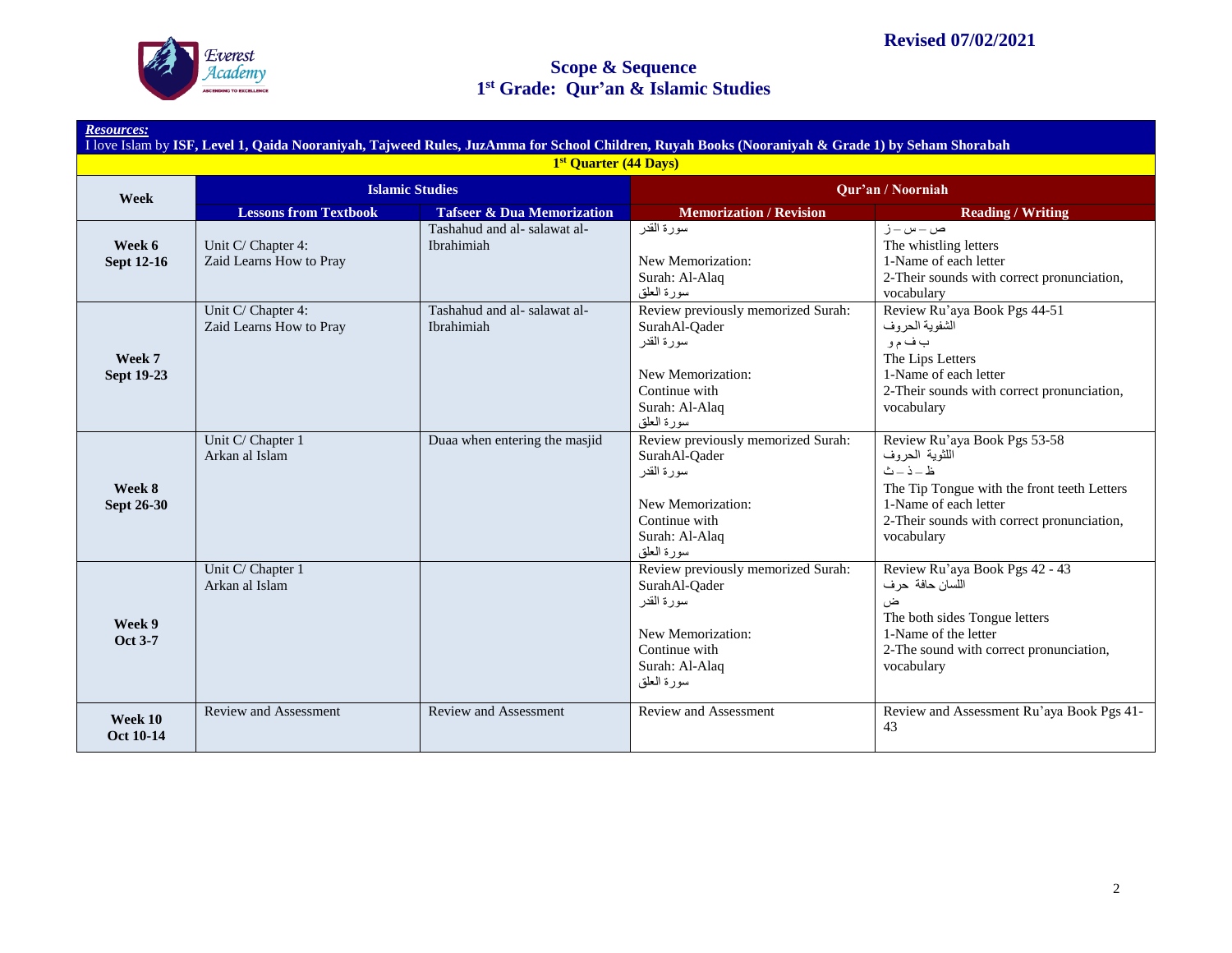**Revised 07/02/2021**

# Scope & Sequence
# 1st Grade: Qur'an & Islamic Studies

| Resources: I love Islam by ISF, Level 1, Qaida Nooraniyah, Tajweed Rules, JuzAmma for School Children, Ruyah Books (Nooraniyah & Grade 1) by Seham Shorabah | | | | |
|---|---|---|---|---|
| **1st Quarter (44 Days)** | | | | |
| **Week** | **Islamic Studies** | | **Qur'an / Noorniah** | |
| | **Lessons from Textbook** | **Tafseer & Dua Memorization** | **Memorization / Revision** | **Reading / Writing** |
| **Week 6 Sept 12-16** | Unit C/ Chapter 4: Zaid Learns How to Pray | Tashahud and al- salawat al-Ibrahimiah | سورة القدر<br><br>New Memorization: Surah: Al-Alaq<br>سورة العلق | ص – س – ز<br>The whistling letters<br>1-Name of each letter<br>2-Their sounds with correct pronunciation, vocabulary |
| **Week 7 Sept 19-23** | Unit C/ Chapter 4: Zaid Learns How to Pray | Tashahud and al- salawat al-Ibrahimiah | Review previously memorized Surah: SurahAl-Qader<br>سورة القدر<br><br>New Memorization: Continue with Surah: Al-Alaq<br>سورة العلق | Review Ru'aya Book Pgs 44-51<br>الشفوية الحروف<br>ب ف م و<br>The Lips Letters<br>1-Name of each letter<br>2-Their sounds with correct pronunciation, vocabulary |
| **Week 8 Sept 26-30** | Unit C/ Chapter 1 Arkan al Islam | Duaa when entering the masjid | Review previously memorized Surah: SurahAl-Qader<br>سورة القدر<br><br>New Memorization: Continue with Surah: Al-Alaq<br>سورة العلق | Review Ru'aya Book Pgs 53-58<br>اللثوية الحروف<br>ظ – ذ – ث<br>The Tip Tongue with the front teeth Letters<br>1-Name of each letter<br>2-Their sounds with correct pronunciation, vocabulary |
| **Week 9 Oct 3-7** | Unit C/ Chapter 1 Arkan al Islam | | Review previously memorized Surah: SurahAl-Qader<br>سورة القدر<br><br>New Memorization: Continue with Surah: Al-Alaq<br>سورة العلق | Review Ru'aya Book Pgs 42 - 43<br>اللسان حافة حرف<br>ض<br>The both sides Tongue letters<br>1-Name of the letter<br>2-The sound with correct pronunciation, vocabulary |
| **Week 10 Oct 10-14** | Review and Assessment | Review and Assessment | Review and Assessment | Review and Assessment Ru'aya Book Pgs 41-43 |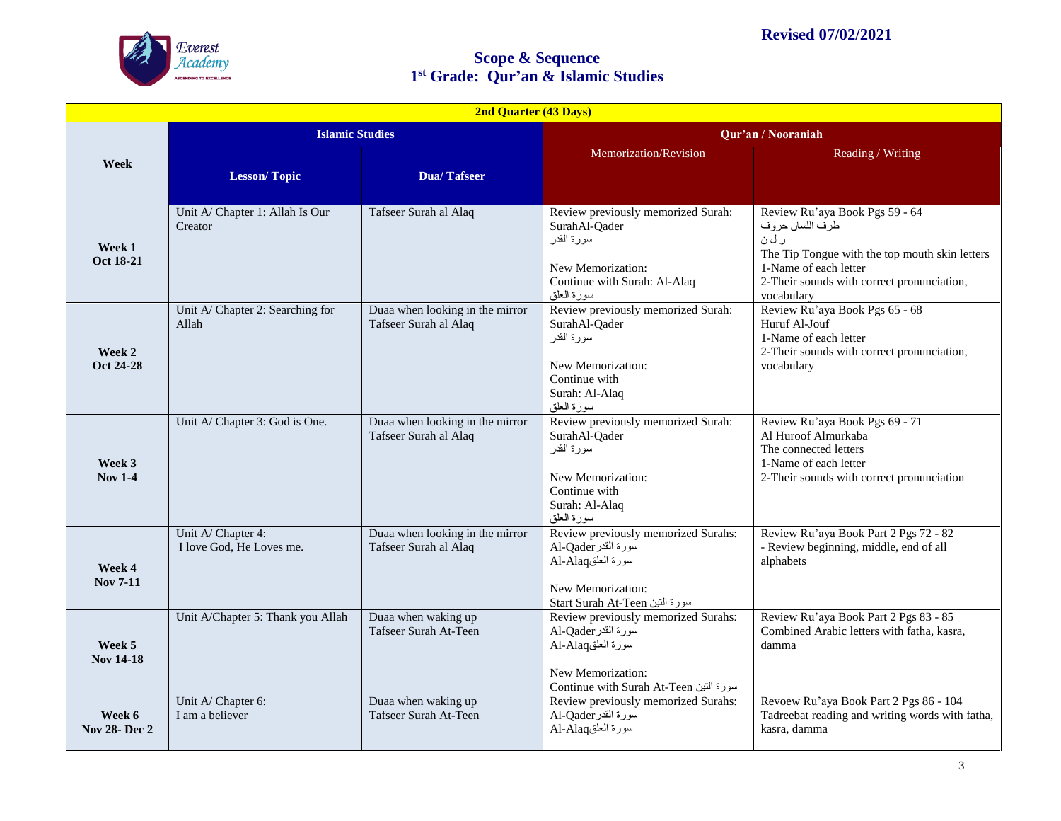**Revised 07/02/2021**

# Scope & Sequence
## 1st Grade: Qur'an & Islamic Studies

| 2nd Quarter (43 Days) | | | | |
|---|---|---|---|---|
| Week | Islamic Studies | | Qur'an / Nooraniah | |
| | Lesson/ Topic | Dua/ Tafseer | Memorization/Revision | Reading / Writing |
| **Week 1 Oct 18-21** | Unit A/ Chapter 1: Allah Is Our Creator | Tafseer Surah al Alaq | Review previously memorized Surah: SurahAl-Qader سورة القدر<br><br>New Memorization: Continue with Surah: Al-Alaq سورة العلق | Review Ru'aya Book Pgs 59 - 64<br>طرف اللسان حروف<br>ر ل ن<br>The Tip Tongue with the top mouth skin letters<br>1-Name of each letter<br>2-Their sounds with correct pronunciation, vocabulary |
| **Week 2 Oct 24-28** | Unit A/ Chapter 2: Searching for Allah | Duaa when looking in the mirror<br>Tafseer Surah al Alaq | Review previously memorized Surah: SurahAl-Qader سورة القدر<br><br>New Memorization: Continue with Surah: Al-Alaq سورة العلق | Review Ru'aya Book Pgs 65 - 68<br>Huruf Al-Jouf<br>1-Name of each letter<br>2-Their sounds with correct pronunciation, vocabulary |
| **Week 3 Nov 1-4** | Unit A/ Chapter 3: God is One. | Duaa when looking in the mirror<br>Tafseer Surah al Alaq | Review previously memorized Surah: SurahAl-Qader سورة القدر<br><br>New Memorization: Continue with Surah: Al-Alaq سورة العلق | Review Ru'aya Book Pgs 69 - 71<br>Al Huroof Almurkaba<br>The connected letters<br>1-Name of each letter<br>2-Their sounds with correct pronunciation |
| **Week 4 Nov 7-11** | Unit A/ Chapter 4: I love God, He Loves me. | Duaa when looking in the mirror<br>Tafseer Surah al Alaq | Review previously memorized Surahs: Al-Qaderسورة القدر<br>Al-Alaqسورة العلق<br><br>New Memorization: Start Surah At-Teen سورة التين | Review Ru'aya Book Part 2 Pgs 72 - 82<br>- Review beginning, middle, end of all alphabets |
| **Week 5 Nov 14-18** | Unit A/Chapter 5: Thank you Allah | Duaa when waking up<br>Tafseer Surah At-Teen | Review previously memorized Surahs: Al-Qaderسورة القدر<br>Al-Alaqسورة العلق<br><br>New Memorization: Continue with Surah At-Teen سورة التين | Review Ru'aya Book Part 2 Pgs 83 - 85<br>Combined Arabic letters with fatha, kasra, damma |
| **Week 6 Nov 28- Dec 2** | Unit A/ Chapter 6: I am a believer | Duaa when waking up<br>Tafseer Surah At-Teen | Review previously memorized Surahs: Al-Qaderسورة القدر<br>Al-Alaqسورة العلق | Revoew Ru'aya Book Part 2 Pgs 86 - 104<br>Tadreebat reading and writing words with fatha, kasra, damma |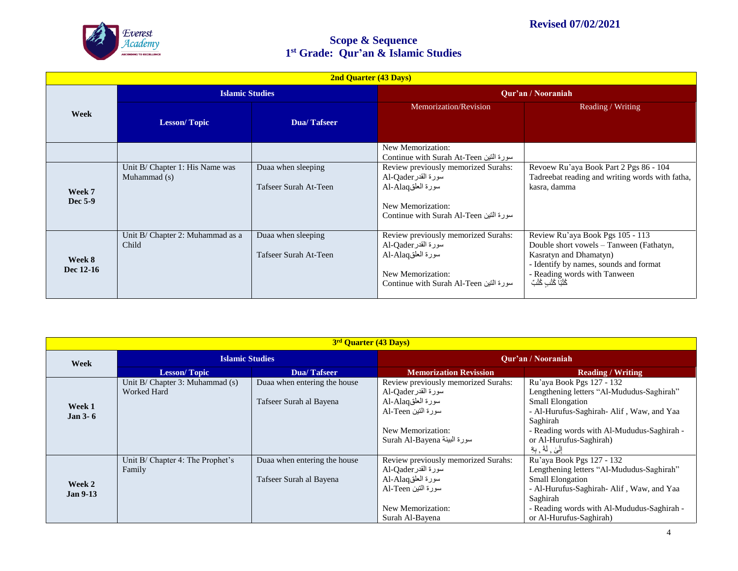Revised 07/02/2021

# Scope & Sequence
## 1st Grade: Qur'an & Islamic Studies

| 2nd Quarter (43 Days) | | | | |
|---|---|---|---|---|
| Week | Islamic Studies | | Qur'an / Nooraniah | |
| | Lesson/ Topic | Dua/ Tafseer | Memorization/Revision | Reading / Writing |
| | | | New Memorization:<br>Continue with Surah At-Teen سورة التين | |
| Week 7<br>Dec 5-9 | Unit B/ Chapter 1: His Name was Muhammad (s) | Duaa when sleeping<br><br>Tafseer Surah At-Teen | Review previously memorized Surahs:<br>Al-Qader سورة القدر<br>Al-Alaq سورة العلق<br><br>New Memorization:<br>Continue with Surah Al-Teen سورة التين | Revoew Ru'aya Book Part 2 Pgs 86 - 104<br>Tadreebat reading and writing words with fatha, kasra, damma |
| Week 8<br>Dec 12-16 | Unit B/ Chapter 2: Muhammad as a Child | Duaa when sleeping<br><br>Tafseer Surah At-Teen | Review previously memorized Surahs:<br>Al-Qader سورة القدر<br>Al-Alaq سورة العلق<br><br>New Memorization:<br>Continue with Surah Al-Teen سورة التين | Review Ru'aya Book Pgs 105 - 113<br>Double short vowels – Tanween (Fathatyn, Kasratyn and Dhamatyn)<br>- Identify by names, sounds and format<br>- Reading words with Tanween<br>كُتُبًا كُتُبٍ كُتُبٌ |

| 3rd Quarter (43 Days) | | | | |
|---|---|---|---|---|
| Week | Islamic Studies | | Qur'an / Nooraniah | |
| | Lesson/ Topic | Dua/ Tafseer | Memorization Revission | Reading / Writing |
| Week 1<br>Jan 3- 6 | Unit B/ Chapter 3: Muhammad (s) Worked Hard | Duaa when entering the house<br><br>Tafseer Surah al Bayena | Review previously memorized Surahs:<br>Al-Qader سورة القدر<br>Al-Alaq سورة العلق<br>Al-Teen سورة التين<br><br>New Memorization:<br>Surah Al-Bayena سورة البينة | Ru'aya Book Pgs 127 - 132<br>Lengthening letters "Al-Mududus-Saghirah"<br>Small Elongation<br>- Al-Hurufus-Saghirah- Alif , Waw, and Yaa Saghirah<br>- Reading words with Al-Mududus-Saghirah - or Al-Hurufus-Saghirah)<br>إِلَىٰ , لَهُۥ , بِهِۦ |
| Week 2<br>Jan 9-13 | Unit B/ Chapter 4: The Prophet's Family | Duaa when entering the house<br><br>Tafseer Surah al Bayena | Review previously memorized Surahs:<br>Al-Qader سورة القدر<br>Al-Alaq سورة العلق<br>Al-Teen سورة التين<br><br>New Memorization:<br>Surah Al-Bayena | Ru'aya Book Pgs 127 - 132<br>Lengthening letters "Al-Mududus-Saghirah"<br>Small Elongation<br>- Al-Hurufus-Saghirah- Alif , Waw, and Yaa Saghirah<br>- Reading words with Al-Mududus-Saghirah - or Al-Hurufus-Saghirah) |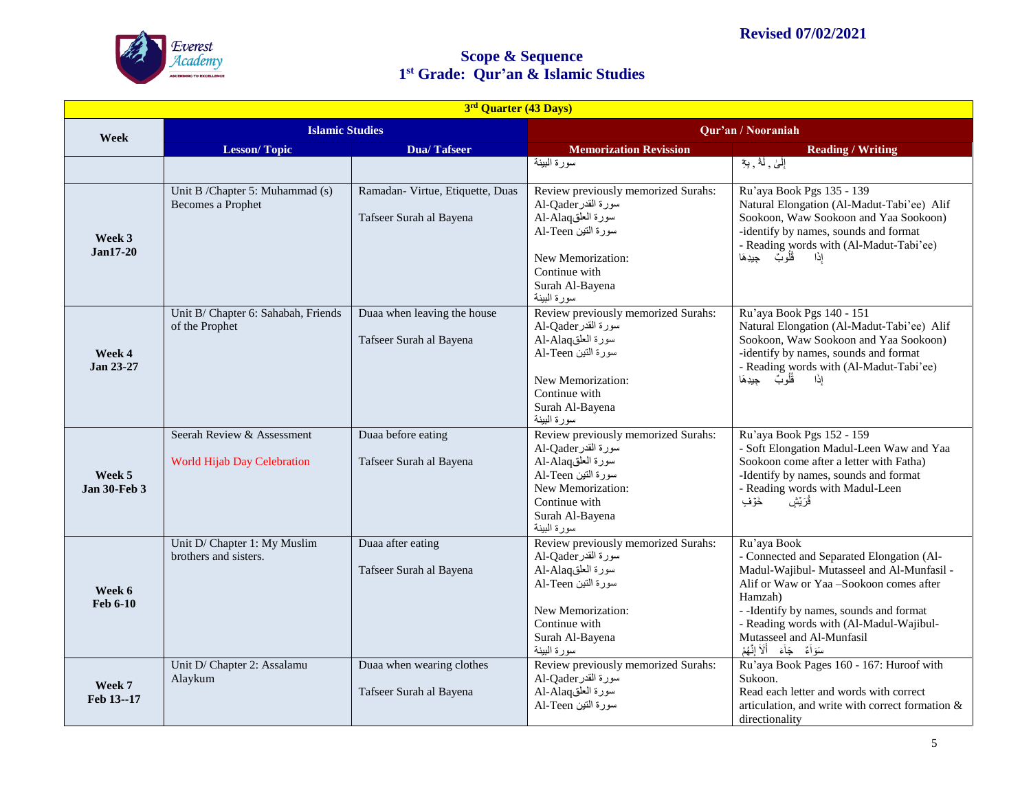**Revised 07/02/2021**

## Scope & Sequence
## 1st Grade: Qur'an & Islamic Studies

| 3rd Quarter (43 Days) | | | | |
|---|---|---|---|---|
| Week | Islamic Studies | | Qur'an / Nooraniah | |
| | Lesson/ Topic | Dua/ Tafseer | Memorization Revission | Reading / Writing |
| | | | سورة البينة | إِلَى , لَهُ , بِهِ |
| Week 3 Jan17-20 | Unit B /Chapter 5: Muhammad (s) Becomes a Prophet | Ramadan- Virtue, Etiquette, Duas<br><br>Tafseer Surah al Bayena | Review previously memorized Surahs:<br>Al-Qader سورة القدر<br>Al-Alaq سورة العلق<br>Al-Teen سورة التين<br><br>New Memorization:<br>Continue with<br>Surah Al-Bayena<br>سورة البينة | Ru'aya Book Pgs 135 - 139<br>Natural Elongation (Al-Madut-Tabi'ee) Alif Sookoon, Waw Sookoon and Yaa Sookoon)<br>-identify by names, sounds and format<br>- Reading words with (Al-Madut-Tabi'ee)<br>إذا قُلُوبٌ جِيدِهَا |
| Week 4 Jan 23-27 | Unit B/ Chapter 6: Sahabah, Friends of the Prophet | Duaa when leaving the house<br><br>Tafseer Surah al Bayena | Review previously memorized Surahs:<br>Al-Qader سورة القدر<br>Al-Alaq سورة العلق<br>Al-Teen سورة التين<br><br>New Memorization:<br>Continue with<br>Surah Al-Bayena<br>سورة البينة | Ru'aya Book Pgs 140 - 151<br>Natural Elongation (Al-Madut-Tabi'ee) Alif Sookoon, Waw Sookoon and Yaa Sookoon)<br>-identify by names, sounds and format<br>- Reading words with (Al-Madut-Tabi'ee)<br>إذا قُلُوبٌ جِيدِهَا |
| Week 5 Jan 30-Feb 3 | Seerah Review & Assessment<br><br>World Hijab Day Celebration | Duaa before eating<br><br>Tafseer Surah al Bayena | Review previously memorized Surahs:<br>Al-Qader سورة القدر<br>Al-Alaq سورة العلق<br>Al-Teen سورة التين<br>New Memorization:<br>Continue with<br>Surah Al-Bayena<br>سورة البينة | Ru'aya Book Pgs 152 - 159<br>- Soft Elongation Madul-Leen Waw and Yaa Sookoon come after a letter with Fatha)<br>-Identify by names, sounds and format<br>- Reading words with Madul-Leen<br>قُرَيْشٍ خَوْفٍ |
| Week 6 Feb 6-10 | Unit D/ Chapter 1: My Muslim brothers and sisters. | Duaa after eating<br><br>Tafseer Surah al Bayena | Review previously memorized Surahs:<br>Al-Qader سورة القدر<br>Al-Alaq سورة العلق<br>Al-Teen سورة التين<br><br>New Memorization:<br>Continue with<br>Surah Al-Bayena<br>سورة البينة | Ru'aya Book<br>- Connected and Separated Elongation (Al-Madul-Wajibul- Mutasseel and Al-Munfasil - Alif or Waw or Yaa –Sookoon comes after Hamzah)<br>- -Identify by names, sounds and format<br>- Reading words with (Al-Madul-Wajibul-Mutasseel and Al-Munfasil<br>سَوَاءٌ جَاءَ أَلَا إِنَّهُمْ |
| Week 7 Feb 13--17 | Unit D/ Chapter 2: Assalamu Alaykum | Duaa when wearing clothes<br><br>Tafseer Surah al Bayena | Review previously memorized Surahs:<br>Al-Qader سورة القدر<br>Al-Alaq سورة العلق<br>Al-Teen سورة التين | Ru'aya Book Pages 160 - 167: Huroof with Sukoon.<br>Read each letter and words with correct articulation, and write with correct formation & directionality |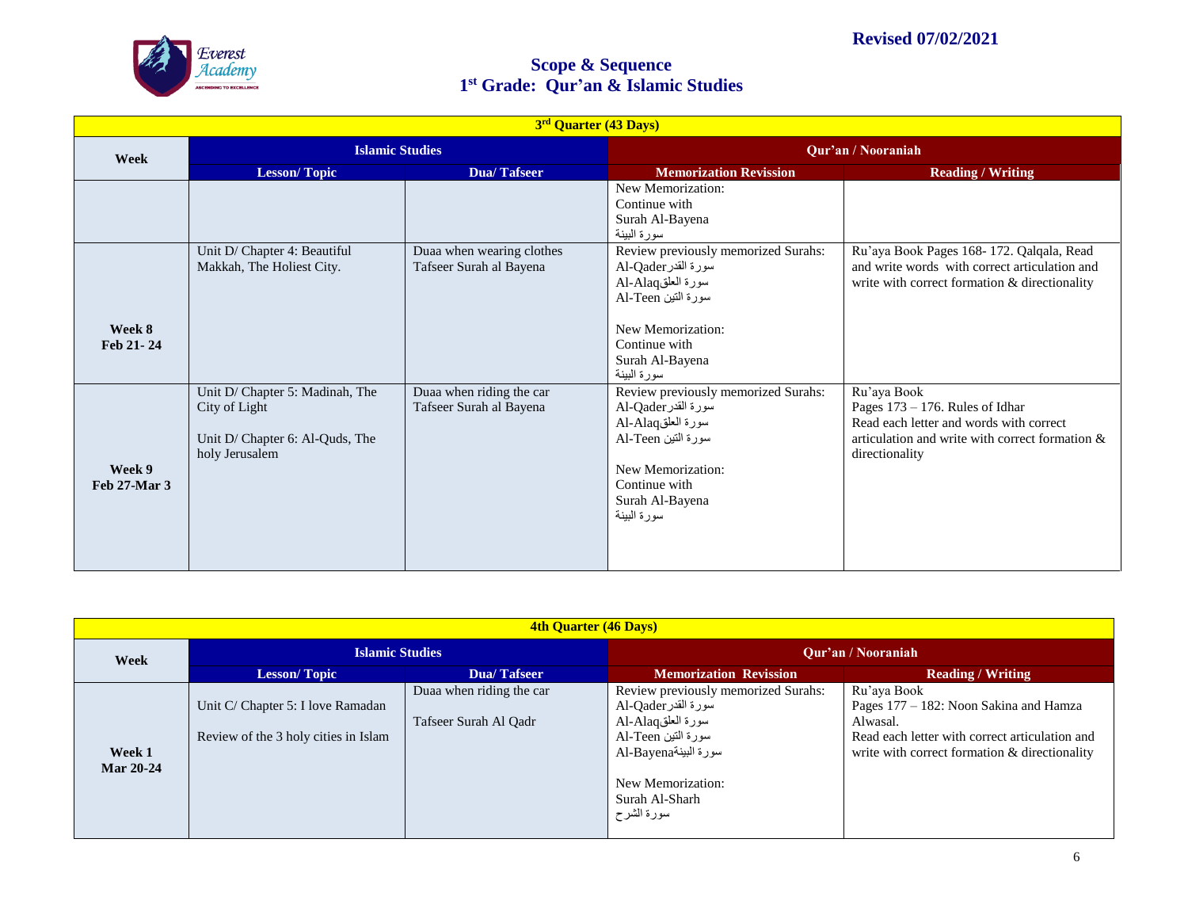**Revised 07/02/2021**

# Scope & Sequence
## 1st Grade: Qur'an & Islamic Studies

| 3rd Quarter (43 Days) | | | | |
|---|---|---|---|---|
| Week | Islamic Studies | | Qur'an / Nooraniah | |
| | Lesson/ Topic | Dua/ Tafseer | Memorization Revission | Reading / Writing |
| | | | New Memorization: Continue with Surah Al-Bayena سورة البينة | |
| Week 8 Feb 21- 24 | Unit D/ Chapter 4: Beautiful Makkah, The Holiest City. | Duaa when wearing clothes Tafseer Surah al Bayena | Review previously memorized Surahs: Al-Qader سورة القدر Al-Alaq سورة العلق Al-Teen سورة التين<br><br>New Memorization: Continue with Surah Al-Bayena سورة البينة | Ru'aya Book Pages 168- 172. Qalqala, Read and write words with correct articulation and write with correct formation & directionality |
| Week 9 Feb 27-Mar 3 | Unit D/ Chapter 5: Madinah, The City of Light<br><br>Unit D/ Chapter 6: Al-Quds, The holy Jerusalem | Duaa when riding the car Tafseer Surah al Bayena | Review previously memorized Surahs: Al-Qader سورة القدر Al-Alaq سورة العلق Al-Teen سورة التين<br><br>New Memorization: Continue with Surah Al-Bayena سورة البينة | Ru'aya Book Pages 173 – 176. Rules of Idhar Read each letter and words with correct articulation and write with correct formation & directionality |

| 4th Quarter (46 Days) | | | | |
|---|---|---|---|---|
| Week | Islamic Studies | | Qur'an / Nooraniah | |
| | Lesson/ Topic | Dua/ Tafseer | Memorization Revission | Reading / Writing |
| Week 1 Mar 20-24 | Unit C/ Chapter 5: I love Ramadan<br><br>Review of the 3 holy cities in Islam | Duaa when riding the car<br><br>Tafseer Surah Al Qadr | Review previously memorized Surahs: Al-Qader سورة القدر Al-Alaq سورة العلق Al-Teen سورة التين Al-Bayena سورة البينة<br><br>New Memorization: Surah Al-Sharh سورة الشرح | Ru'aya Book Pages 177 – 182: Noon Sakina and Hamza Alwasal. Read each letter with correct articulation and write with correct formation & directionality |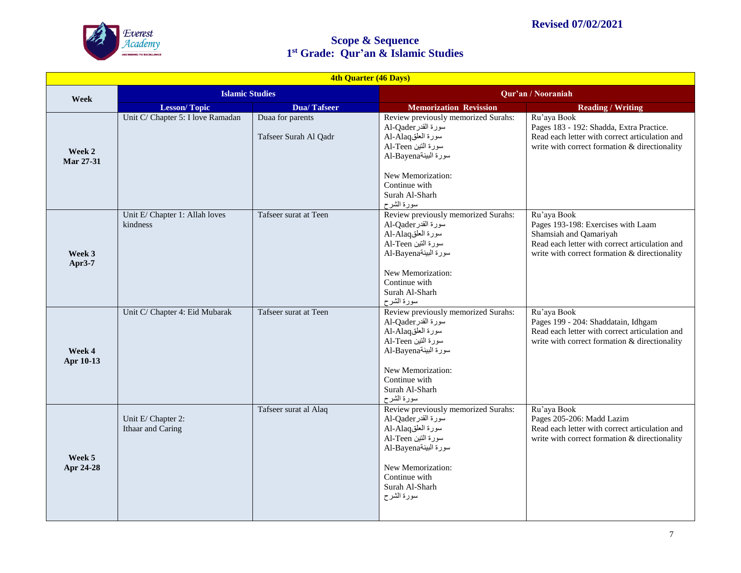Revised 07/02/2021

# Scope & Sequence
## 1st Grade: Qur'an & Islamic Studies

| 4th Quarter (46 Days) | | | | |
|---|---|---|---|---|
| Week | Islamic Studies | | Qur'an / Nooraniah | |
| | Lesson/ Topic | Dua/ Tafseer | Memorization Revission | Reading / Writing |
| Week 2 Mar 27-31 | Unit C/ Chapter 5: I love Ramadan | Duaa for parents<br><br>Tafseer Surah Al Qadr | Review previously memorized Surahs:<br>Al-Qader سورة القدر<br>Al-Alaq سورة العلق<br>Al-Teen سورة التين<br>Al-Bayena سورة البينة<br><br>New Memorization:<br>Continue with Surah Al-Sharh سورة الشرح | Ru'aya Book<br>Pages 183 - 192: Shadda, Extra Practice.<br>Read each letter with correct articulation and write with correct formation & directionality |
| Week 3 Apr3-7 | Unit E/ Chapter 1: Allah loves kindness | Tafseer surat at Teen | Review previously memorized Surahs:<br>Al-Qader سورة القدر<br>Al-Alaq سورة العلق<br>Al-Teen سورة التين<br>Al-Bayena سورة البينة<br><br>New Memorization:<br>Continue with Surah Al-Sharh سورة الشرح | Ru'aya Book<br>Pages 193-198: Exercises with Laam Shamsiah and Qamariyah<br>Read each letter with correct articulation and write with correct formation & directionality |
| Week 4 Apr 10-13 | Unit C/ Chapter 4: Eid Mubarak | Tafseer surat at Teen | Review previously memorized Surahs:<br>Al-Qader سورة القدر<br>Al-Alaq سورة العلق<br>Al-Teen سورة التين<br>Al-Bayena سورة البينة<br><br>New Memorization:<br>Continue with Surah Al-Sharh سورة الشرح | Ru'aya Book<br>Pages 199 - 204: Shaddatain, Idhgam<br>Read each letter with correct articulation and write with correct formation & directionality |
| Week 5 Apr 24-28 | Unit E/ Chapter 2:<br>Ithaar and Caring | Tafseer surat al Alaq | Review previously memorized Surahs:<br>Al-Qader سورة القدر<br>Al-Alaq سورة العلق<br>Al-Teen سورة التين<br>Al-Bayena سورة البينة<br><br>New Memorization:<br>Continue with Surah Al-Sharh سورة الشرح | Ru'aya Book<br>Pages 205-206: Madd Lazim<br>Read each letter with correct articulation and write with correct formation & directionality |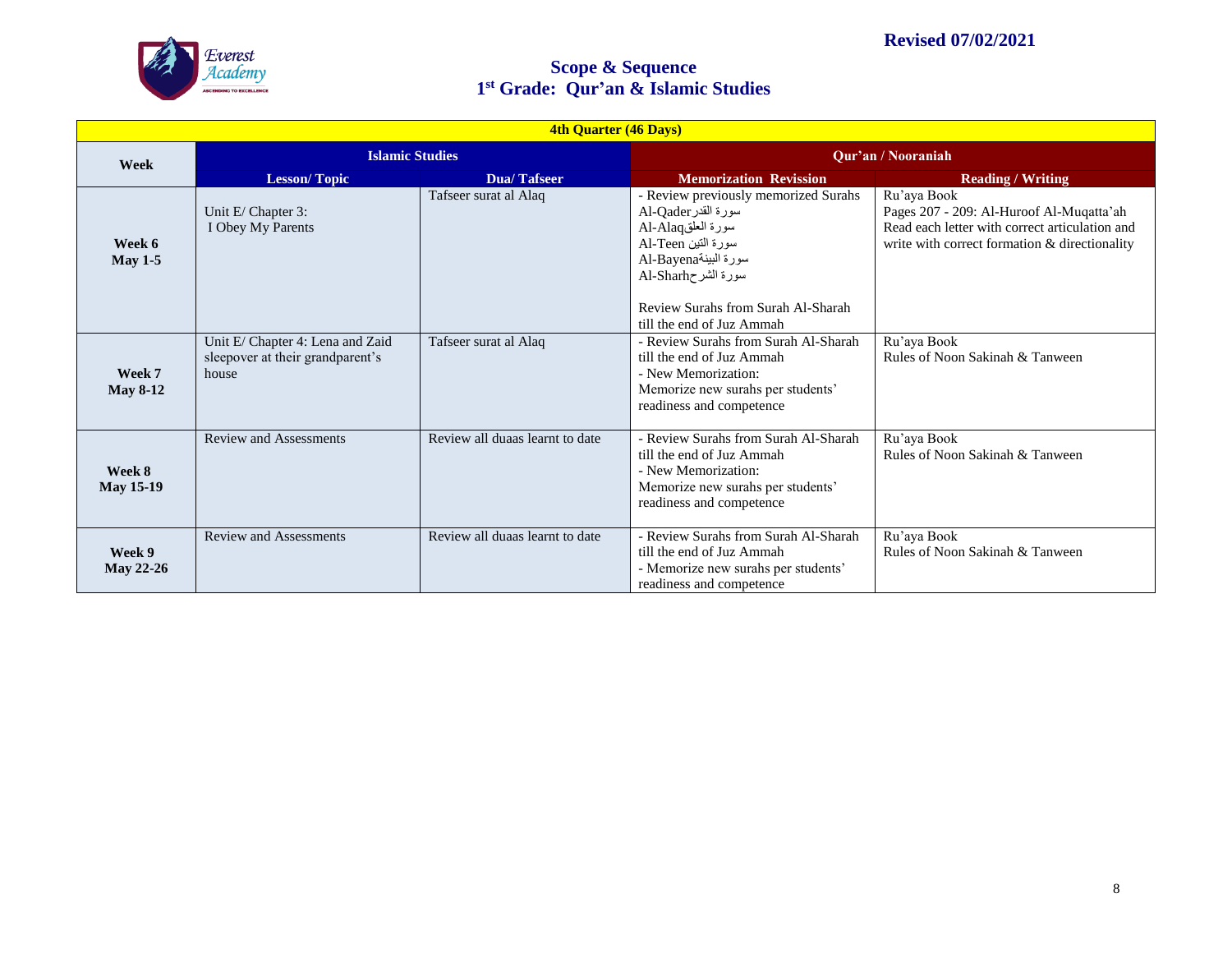Revised 07/02/2021

# Scope & Sequence
## 1st Grade: Qur'an & Islamic Studies

| 4th Quarter (46 Days) | | | | |
|---|---|---|---|---|
| Week | Islamic Studies | | Qur'an / Nooraniah | |
| | Lesson/ Topic | Dua/ Tafseer | Memorization Revission | Reading / Writing |
| Week 6 May 1-5 | Unit E/ Chapter 3: I Obey My Parents | Tafseer surat al Alaq | - Review previously memorized Surahs Al-Qaderسورة القدر Al-Alaqسورة العلق Al-Teen سورة التين Al-Bayenaسورة البينة Al-Sharhسورة الشرح Review Surahs from Surah Al-Sharah till the end of Juz Ammah | Ru'aya Book Pages 207 - 209: Al-Huroof Al-Muqatta'ah Read each letter with correct articulation and write with correct formation & directionality |
| Week 7 May 8-12 | Unit E/ Chapter 4: Lena and Zaid sleepover at their grandparent's house | Tafseer surat al Alaq | - Review Surahs from Surah Al-Sharah till the end of Juz Ammah - New Memorization: Memorize new surahs per students' readiness and competence | Ru'aya Book Rules of Noon Sakinah & Tanween |
| Week 8 May 15-19 | Review and Assessments | Review all duaas learnt to date | - Review Surahs from Surah Al-Sharah till the end of Juz Ammah - New Memorization: Memorize new surahs per students' readiness and competence | Ru'aya Book Rules of Noon Sakinah & Tanween |
| Week 9 May 22-26 | Review and Assessments | Review all duaas learnt to date | - Review Surahs from Surah Al-Sharah till the end of Juz Ammah - Memorize new surahs per students' readiness and competence | Ru'aya Book Rules of Noon Sakinah & Tanween |